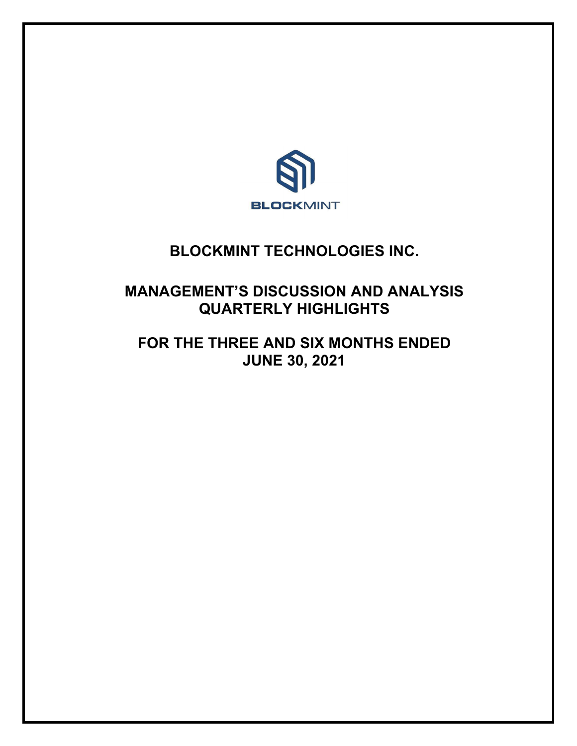BLOCKMINT

# BLOCKMINT TECHNOLOGIES INC.

## MANAGEMENT'S DISCUSSION AND ANALYSIS QUARTERLY HIGHLIGHTS

## FOR THE THREE AND SIX MONTHS ENDED JUNE 30, 2021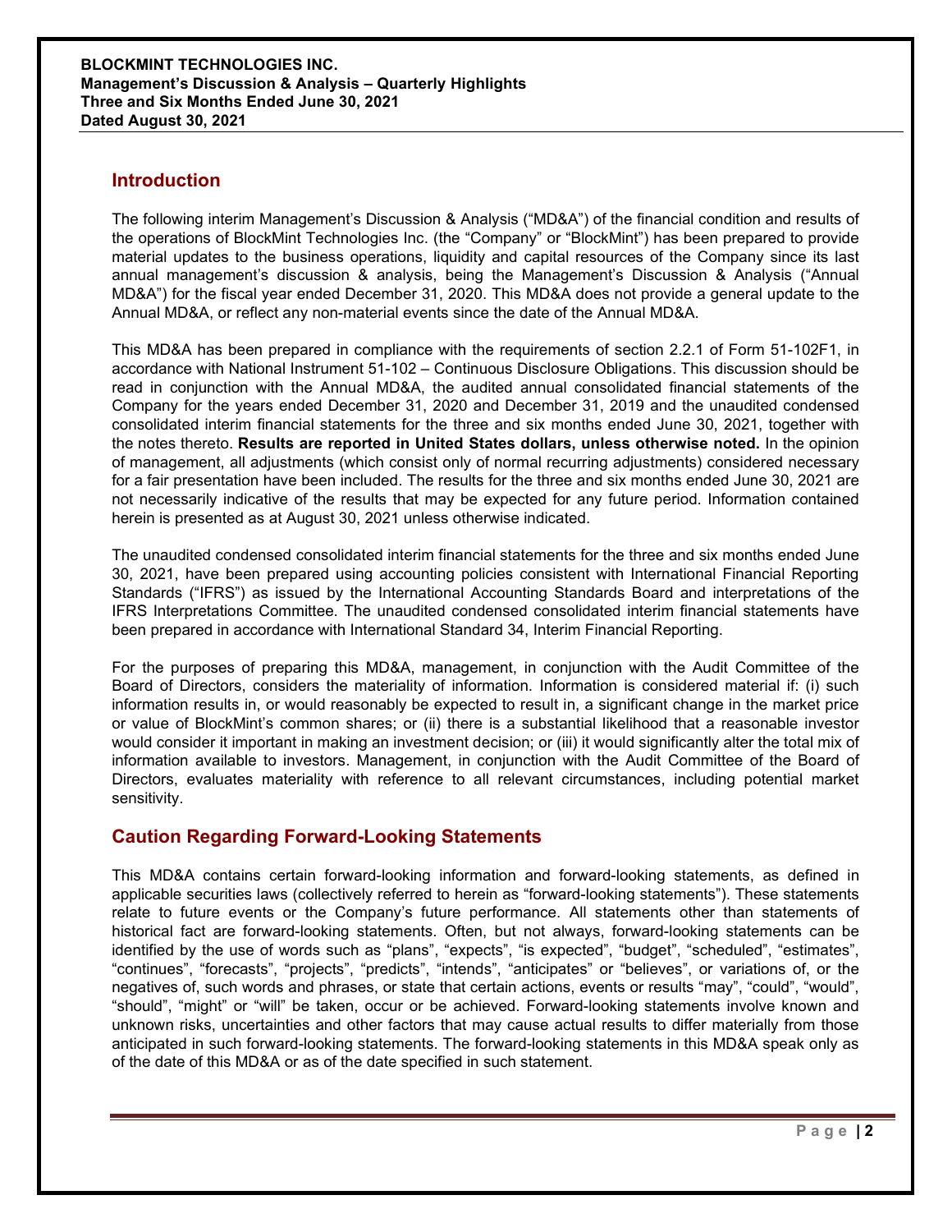## Introduction

The following interim Management's Discussion & Analysis ("MD&A") of the financial condition and results of the operations of BlockMint Technologies Inc. (the "Company" or "BlockMint") has been prepared to provide material updates to the business operations, liquidity and capital resources of the Company since its last annual management's discussion & analysis, being the Management's Discussion & Analysis ("Annual MD&A") for the fiscal year ended December 31, 2020. This MD&A does not provide a general update to the Annual MD&A, or reflect any non-material events since the date of the Annual MD&A.

This MD&A has been prepared in compliance with the requirements of section 2.2.1 of Form 51-102F1, in accordance with National Instrument 51-102 – Continuous Disclosure Obligations. This discussion should be read in conjunction with the Annual MD&A, the audited annual consolidated financial statements of the Company for the years ended December 31, 2020 and December 31, 2019 and the unaudited condensed consolidated interim financial statements for the three and six months ended June 30, 2021, together with the notes thereto. **Results are reported in United States dollars, unless otherwise noted.** In the opinion of management, all adjustments (which consist only of normal recurring adjustments) considered necessary for a fair presentation have been included. The results for the three and six months ended June 30, 2021 are not necessarily indicative of the results that may be expected for any future period. Information contained herein is presented as at August 30, 2021 unless otherwise indicated.

The unaudited condensed consolidated interim financial statements for the three and six months ended June 30, 2021, have been prepared using accounting policies consistent with International Financial Reporting Standards ("IFRS") as issued by the International Accounting Standards Board and interpretations of the IFRS Interpretations Committee. The unaudited condensed consolidated interim financial statements have been prepared in accordance with International Standard 34, Interim Financial Reporting.

For the purposes of preparing this MD&A, management, in conjunction with the Audit Committee of the Board of Directors, considers the materiality of information. Information is considered material if: (i) such information results in, or would reasonably be expected to result in, a significant change in the market price or value of BlockMint's common shares; or (ii) there is a substantial likelihood that a reasonable investor would consider it important in making an investment decision; or (iii) it would significantly alter the total mix of information available to investors. Management, in conjunction with the Audit Committee of the Board of Directors, evaluates materiality with reference to all relevant circumstances, including potential market sensitivity.

## Caution Regarding Forward-Looking Statements

This MD&A contains certain forward-looking information and forward-looking statements, as defined in applicable securities laws (collectively referred to herein as "forward-looking statements"). These statements relate to future events or the Company's future performance. All statements other than statements of historical fact are forward-looking statements. Often, but not always, forward-looking statements can be identified by the use of words such as "plans", "expects", "is expected", "budget", "scheduled", "estimates", "continues", "forecasts", "projects", "predicts", "intends", "anticipates" or "believes", or variations of, or the negatives of, such words and phrases, or state that certain actions, events or results "may", "could", "would", "should", "might" or "will" be taken, occur or be achieved. Forward-looking statements involve known and unknown risks, uncertainties and other factors that may cause actual results to differ materially from those anticipated in such forward-looking statements. The forward-looking statements in this MD&A speak only as of the date of this MD&A or as of the date specified in such statement.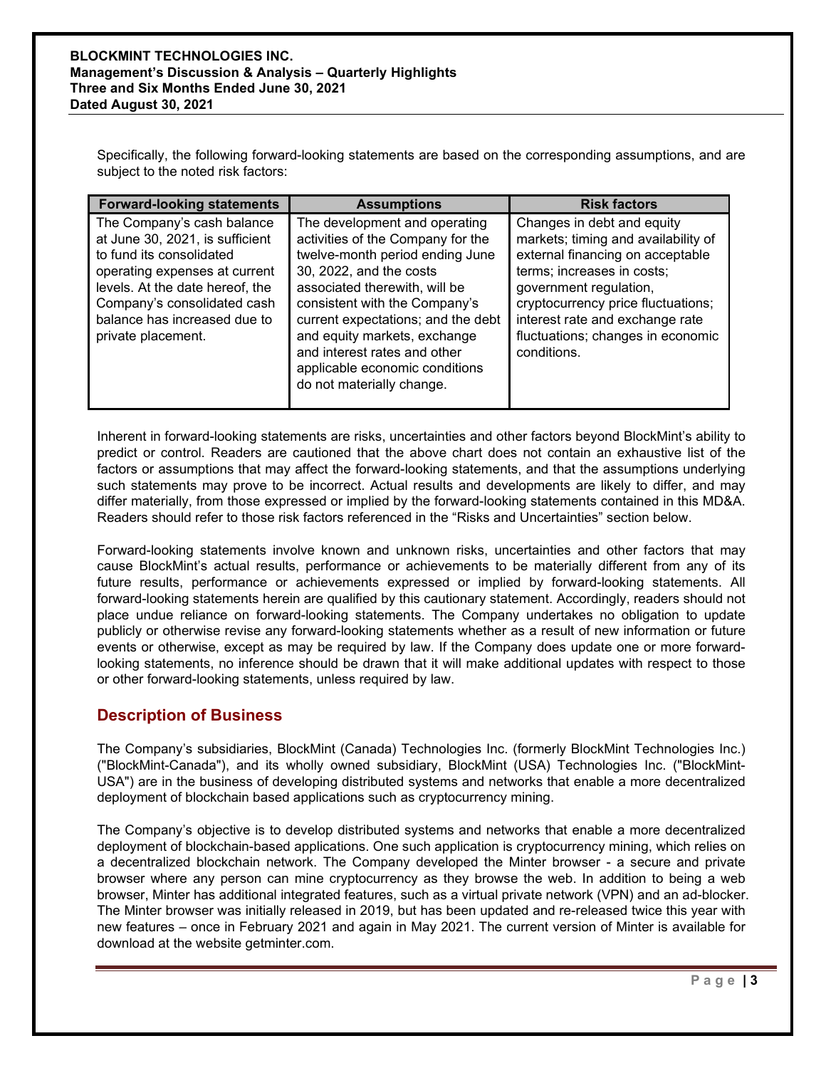Specifically, the following forward-looking statements are based on the corresponding assumptions, and are subject to the noted risk factors:

| Forward-looking statements | Assumptions | Risk factors |
| --- | --- | --- |
| The Company's cash balance at June 30, 2021, is sufficient to fund its consolidated operating expenses at current levels. At the date hereof, the Company's consolidated cash balance has increased due to private placement. | The development and operating activities of the Company for the twelve-month period ending June 30, 2022, and the costs associated therewith, will be consistent with the Company's current expectations; and the debt and equity markets, exchange and interest rates and other applicable economic conditions do not materially change. | Changes in debt and equity markets; timing and availability of external financing on acceptable terms; increases in costs; government regulation, cryptocurrency price fluctuations; interest rate and exchange rate fluctuations; changes in economic conditions. |

Inherent in forward-looking statements are risks, uncertainties and other factors beyond BlockMint's ability to predict or control. Readers are cautioned that the above chart does not contain an exhaustive list of the factors or assumptions that may affect the forward-looking statements, and that the assumptions underlying such statements may prove to be incorrect. Actual results and developments are likely to differ, and may differ materially, from those expressed or implied by the forward-looking statements contained in this MD&A. Readers should refer to those risk factors referenced in the "Risks and Uncertainties" section below.

Forward-looking statements involve known and unknown risks, uncertainties and other factors that may cause BlockMint's actual results, performance or achievements to be materially different from any of its future results, performance or achievements expressed or implied by forward-looking statements. All forward-looking statements herein are qualified by this cautionary statement. Accordingly, readers should not place undue reliance on forward-looking statements. The Company undertakes no obligation to update publicly or otherwise revise any forward-looking statements whether as a result of new information or future events or otherwise, except as may be required by law. If the Company does update one or more forward-looking statements, no inference should be drawn that it will make additional updates with respect to those or other forward-looking statements, unless required by law.

## Description of Business

The Company's subsidiaries, BlockMint (Canada) Technologies Inc. (formerly BlockMint Technologies Inc.) ("BlockMint-Canada"), and its wholly owned subsidiary, BlockMint (USA) Technologies Inc. ("BlockMint-USA") are in the business of developing distributed systems and networks that enable a more decentralized deployment of blockchain based applications such as cryptocurrency mining.

The Company's objective is to develop distributed systems and networks that enable a more decentralized deployment of blockchain-based applications. One such application is cryptocurrency mining, which relies on a decentralized blockchain network. The Company developed the Minter browser - a secure and private browser where any person can mine cryptocurrency as they browse the web. In addition to being a web browser, Minter has additional integrated features, such as a virtual private network (VPN) and an ad-blocker. The Minter browser was initially released in 2019, but has been updated and re-released twice this year with new features – once in February 2021 and again in May 2021. The current version of Minter is available for download at the website getminter.com.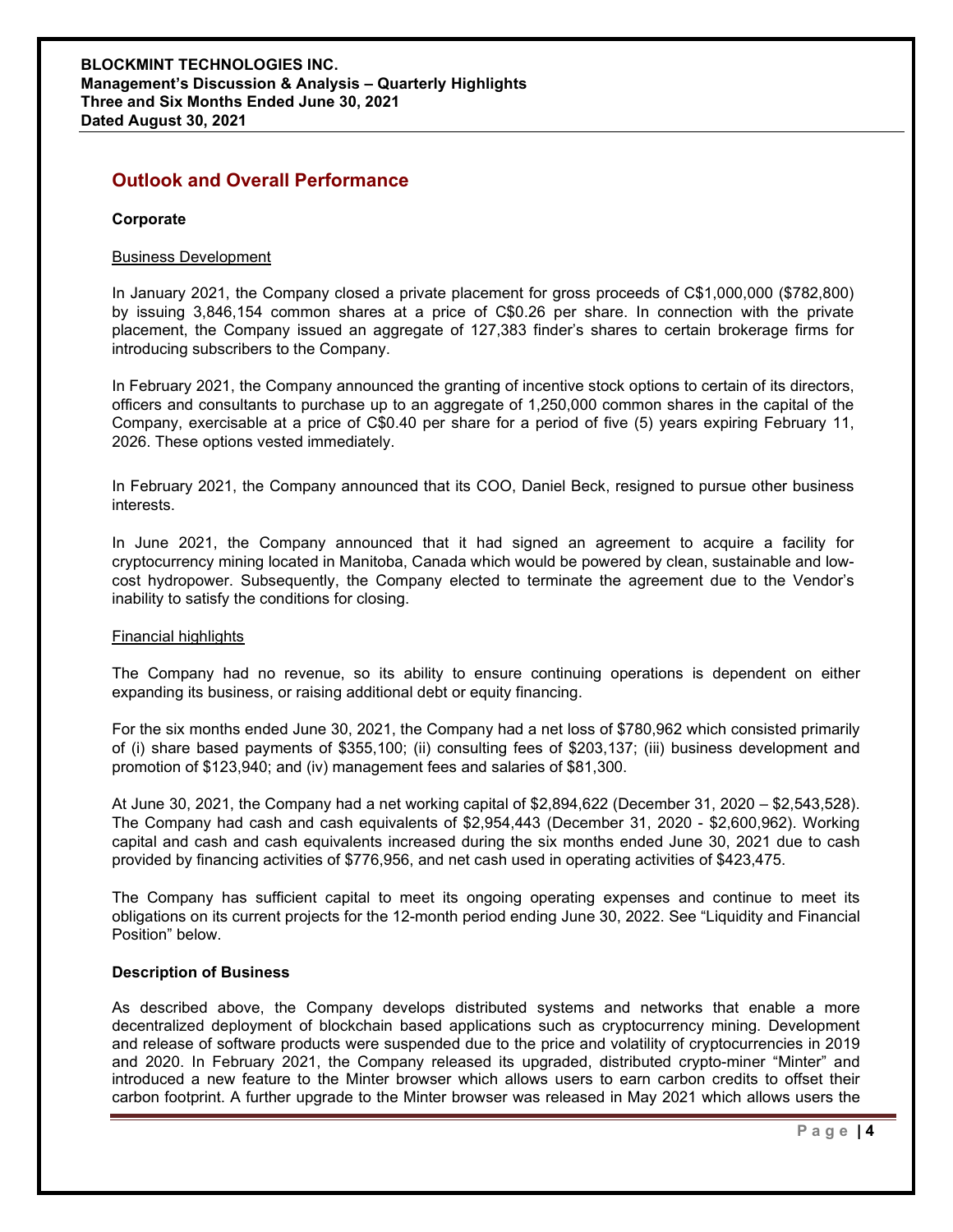## Outlook and Overall Performance

**Corporate**

Business Development

In January 2021, the Company closed a private placement for gross proceeds of C$1,000,000 ($782,800) by issuing 3,846,154 common shares at a price of C$0.26 per share. In connection with the private placement, the Company issued an aggregate of 127,383 finder's shares to certain brokerage firms for introducing subscribers to the Company.

In February 2021, the Company announced the granting of incentive stock options to certain of its directors, officers and consultants to purchase up to an aggregate of 1,250,000 common shares in the capital of the Company, exercisable at a price of C$0.40 per share for a period of five (5) years expiring February 11, 2026. These options vested immediately.

In February 2021, the Company announced that its COO, Daniel Beck, resigned to pursue other business interests.

In June 2021, the Company announced that it had signed an agreement to acquire a facility for cryptocurrency mining located in Manitoba, Canada which would be powered by clean, sustainable and low-cost hydropower. Subsequently, the Company elected to terminate the agreement due to the Vendor's inability to satisfy the conditions for closing.

Financial highlights

The Company had no revenue, so its ability to ensure continuing operations is dependent on either expanding its business, or raising additional debt or equity financing.

For the six months ended June 30, 2021, the Company had a net loss of $780,962 which consisted primarily of (i) share based payments of $355,100; (ii) consulting fees of $203,137; (iii) business development and promotion of $123,940; and (iv) management fees and salaries of $81,300.

At June 30, 2021, the Company had a net working capital of $2,894,622 (December 31, 2020 – $2,543,528). The Company had cash and cash equivalents of $2,954,443 (December 31, 2020 - $2,600,962). Working capital and cash and cash equivalents increased during the six months ended June 30, 2021 due to cash provided by financing activities of $776,956, and net cash used in operating activities of $423,475.

The Company has sufficient capital to meet its ongoing operating expenses and continue to meet its obligations on its current projects for the 12-month period ending June 30, 2022. See "Liquidity and Financial Position" below.

**Description of Business**

As described above, the Company develops distributed systems and networks that enable a more decentralized deployment of blockchain based applications such as cryptocurrency mining. Development and release of software products were suspended due to the price and volatility of cryptocurrencies in 2019 and 2020. In February 2021, the Company released its upgraded, distributed crypto-miner "Minter" and introduced a new feature to the Minter browser which allows users to earn carbon credits to offset their carbon footprint. A further upgrade to the Minter browser was released in May 2021 which allows users the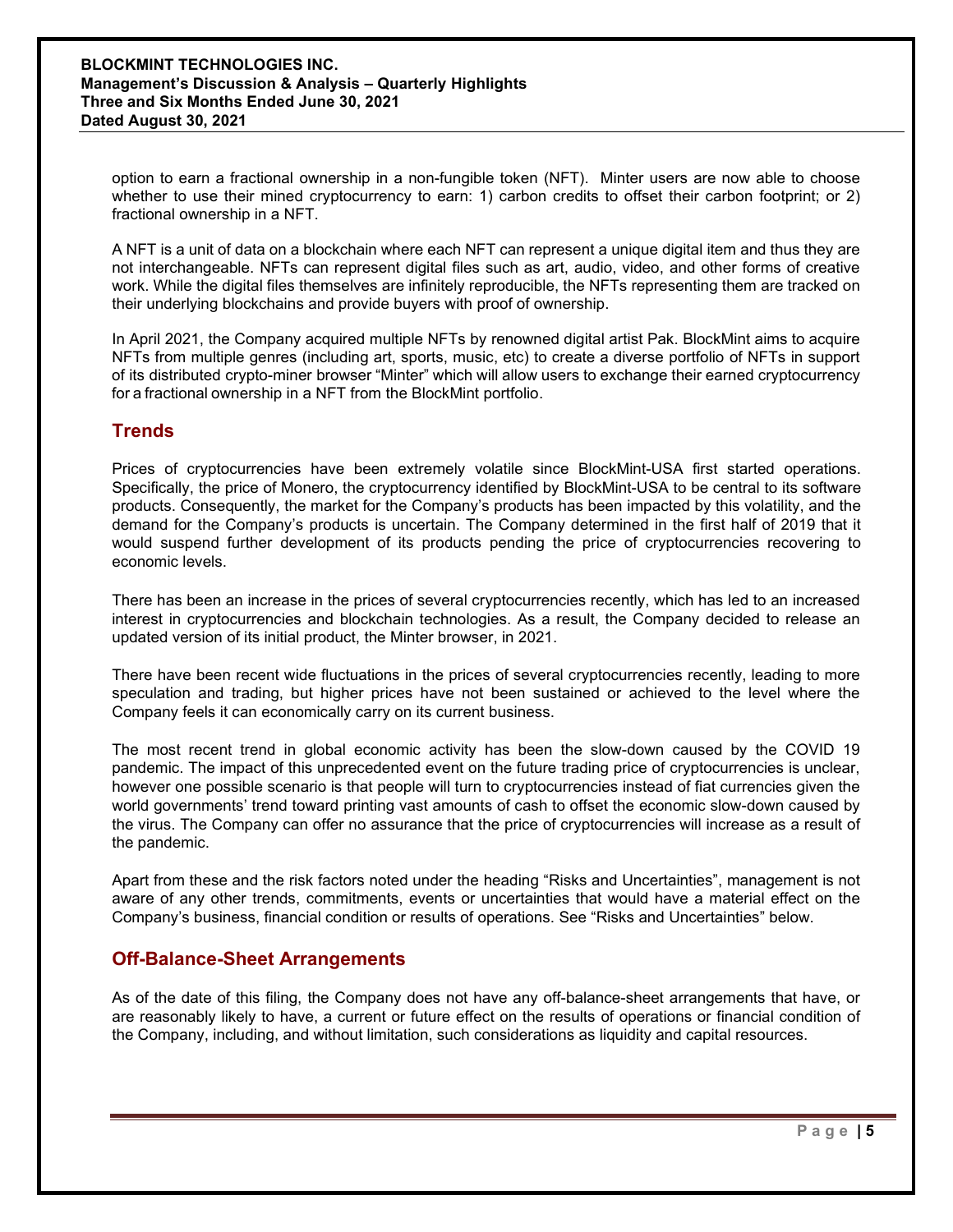option to earn a fractional ownership in a non-fungible token (NFT). Minter users are now able to choose whether to use their mined cryptocurrency to earn: 1) carbon credits to offset their carbon footprint; or 2) fractional ownership in a NFT.

A NFT is a unit of data on a blockchain where each NFT can represent a unique digital item and thus they are not interchangeable. NFTs can represent digital files such as art, audio, video, and other forms of creative work. While the digital files themselves are infinitely reproducible, the NFTs representing them are tracked on their underlying blockchains and provide buyers with proof of ownership.

In April 2021, the Company acquired multiple NFTs by renowned digital artist Pak. BlockMint aims to acquire NFTs from multiple genres (including art, sports, music, etc) to create a diverse portfolio of NFTs in support of its distributed crypto-miner browser "Minter" which will allow users to exchange their earned cryptocurrency for a fractional ownership in a NFT from the BlockMint portfolio.

## Trends

Prices of cryptocurrencies have been extremely volatile since BlockMint-USA first started operations. Specifically, the price of Monero, the cryptocurrency identified by BlockMint-USA to be central to its software products. Consequently, the market for the Company's products has been impacted by this volatility, and the demand for the Company's products is uncertain. The Company determined in the first half of 2019 that it would suspend further development of its products pending the price of cryptocurrencies recovering to economic levels.

There has been an increase in the prices of several cryptocurrencies recently, which has led to an increased interest in cryptocurrencies and blockchain technologies. As a result, the Company decided to release an updated version of its initial product, the Minter browser, in 2021.

There have been recent wide fluctuations in the prices of several cryptocurrencies recently, leading to more speculation and trading, but higher prices have not been sustained or achieved to the level where the Company feels it can economically carry on its current business.

The most recent trend in global economic activity has been the slow-down caused by the COVID 19 pandemic. The impact of this unprecedented event on the future trading price of cryptocurrencies is unclear, however one possible scenario is that people will turn to cryptocurrencies instead of fiat currencies given the world governments' trend toward printing vast amounts of cash to offset the economic slow-down caused by the virus. The Company can offer no assurance that the price of cryptocurrencies will increase as a result of the pandemic.

Apart from these and the risk factors noted under the heading "Risks and Uncertainties", management is not aware of any other trends, commitments, events or uncertainties that would have a material effect on the Company's business, financial condition or results of operations. See "Risks and Uncertainties" below.

## Off-Balance-Sheet Arrangements

As of the date of this filing, the Company does not have any off-balance-sheet arrangements that have, or are reasonably likely to have, a current or future effect on the results of operations or financial condition of the Company, including, and without limitation, such considerations as liquidity and capital resources.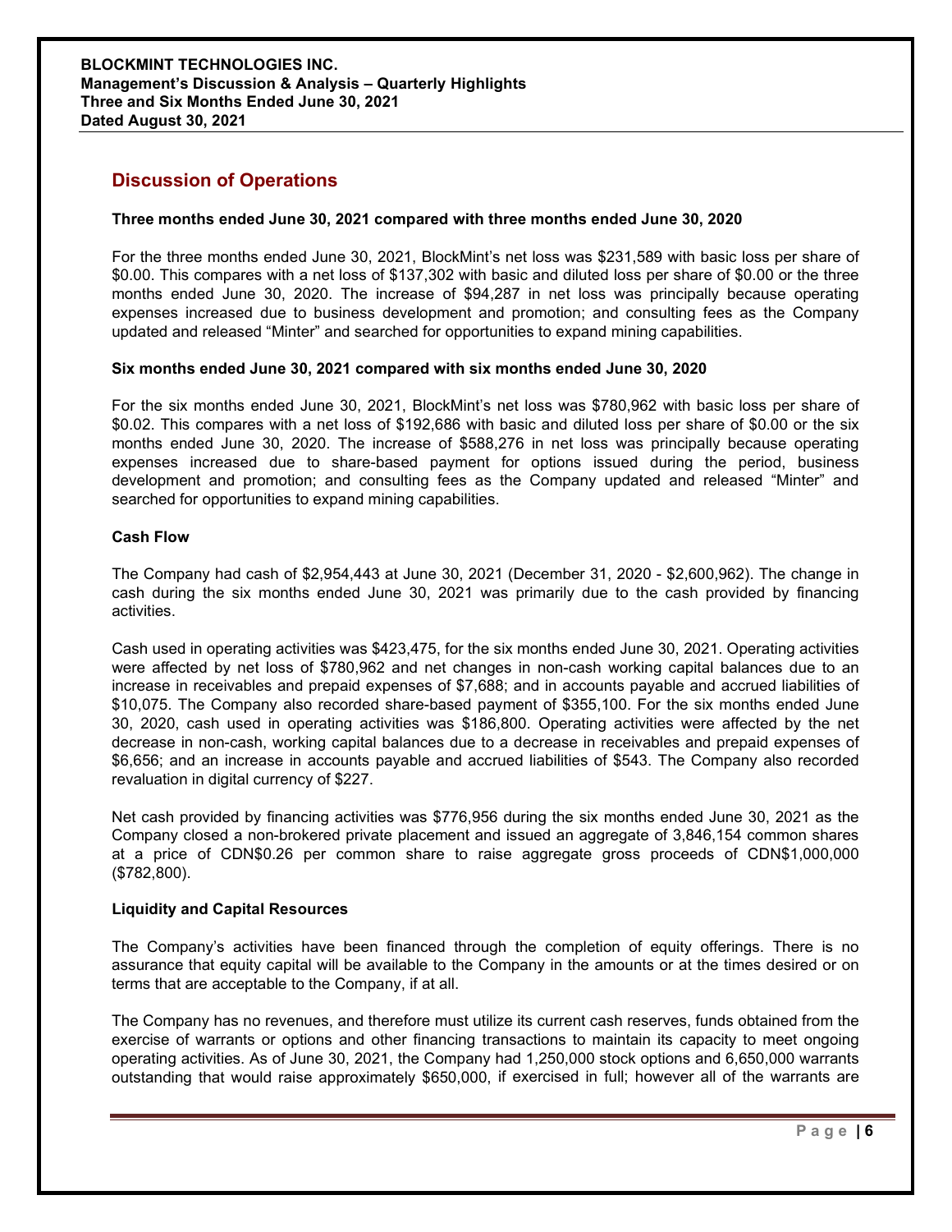## Discussion of Operations

**Three months ended June 30, 2021 compared with three months ended June 30, 2020**

For the three months ended June 30, 2021, BlockMint's net loss was $231,589 with basic loss per share of $0.00. This compares with a net loss of $137,302 with basic and diluted loss per share of $0.00 or the three months ended June 30, 2020. The increase of $94,287 in net loss was principally because operating expenses increased due to business development and promotion; and consulting fees as the Company updated and released "Minter" and searched for opportunities to expand mining capabilities.

**Six months ended June 30, 2021 compared with six months ended June 30, 2020**

For the six months ended June 30, 2021, BlockMint's net loss was $780,962 with basic loss per share of $0.02. This compares with a net loss of $192,686 with basic and diluted loss per share of $0.00 or the six months ended June 30, 2020. The increase of $588,276 in net loss was principally because operating expenses increased due to share-based payment for options issued during the period, business development and promotion; and consulting fees as the Company updated and released "Minter" and searched for opportunities to expand mining capabilities.

**Cash Flow**

The Company had cash of $2,954,443 at June 30, 2021 (December 31, 2020 - $2,600,962). The change in cash during the six months ended June 30, 2021 was primarily due to the cash provided by financing activities.

Cash used in operating activities was $423,475, for the six months ended June 30, 2021. Operating activities were affected by net loss of $780,962 and net changes in non-cash working capital balances due to an increase in receivables and prepaid expenses of $7,688; and in accounts payable and accrued liabilities of $10,075. The Company also recorded share-based payment of $355,100. For the six months ended June 30, 2020, cash used in operating activities was $186,800. Operating activities were affected by the net decrease in non-cash, working capital balances due to a decrease in receivables and prepaid expenses of $6,656; and an increase in accounts payable and accrued liabilities of $543. The Company also recorded revaluation in digital currency of $227.

Net cash provided by financing activities was $776,956 during the six months ended June 30, 2021 as the Company closed a non-brokered private placement and issued an aggregate of 3,846,154 common shares at a price of CDN$0.26 per common share to raise aggregate gross proceeds of CDN$1,000,000 ($782,800).

**Liquidity and Capital Resources**

The Company's activities have been financed through the completion of equity offerings. There is no assurance that equity capital will be available to the Company in the amounts or at the times desired or on terms that are acceptable to the Company, if at all.

The Company has no revenues, and therefore must utilize its current cash reserves, funds obtained from the exercise of warrants or options and other financing transactions to maintain its capacity to meet ongoing operating activities. As of June 30, 2021, the Company had 1,250,000 stock options and 6,650,000 warrants outstanding that would raise approximately $650,000, if exercised in full; however all of the warrants are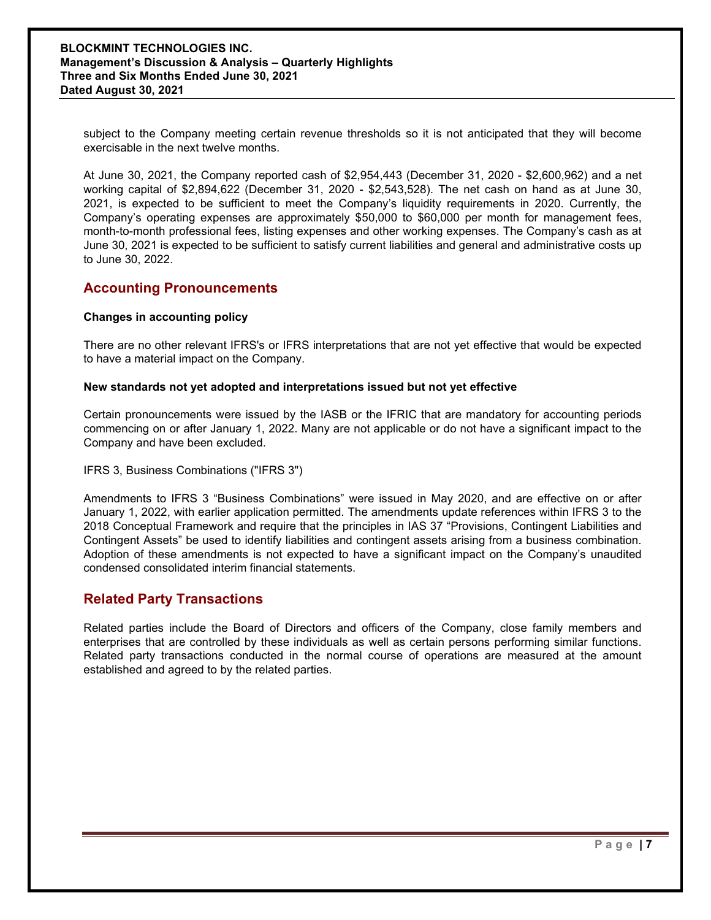subject to the Company meeting certain revenue thresholds so it is not anticipated that they will become exercisable in the next twelve months.

At June 30, 2021, the Company reported cash of $2,954,443 (December 31, 2020 - $2,600,962) and a net working capital of $2,894,622 (December 31, 2020 - $2,543,528). The net cash on hand as at June 30, 2021, is expected to be sufficient to meet the Company's liquidity requirements in 2020. Currently, the Company's operating expenses are approximately $50,000 to $60,000 per month for management fees, month-to-month professional fees, listing expenses and other working expenses. The Company's cash as at June 30, 2021 is expected to be sufficient to satisfy current liabilities and general and administrative costs up to June 30, 2022.

## Accounting Pronouncements

**Changes in accounting policy**

There are no other relevant IFRS's or IFRS interpretations that are not yet effective that would be expected to have a material impact on the Company.

**New standards not yet adopted and interpretations issued but not yet effective**

Certain pronouncements were issued by the IASB or the IFRIC that are mandatory for accounting periods commencing on or after January 1, 2022. Many are not applicable or do not have a significant impact to the Company and have been excluded.

IFRS 3, Business Combinations ("IFRS 3")

Amendments to IFRS 3 "Business Combinations" were issued in May 2020, and are effective on or after January 1, 2022, with earlier application permitted. The amendments update references within IFRS 3 to the 2018 Conceptual Framework and require that the principles in IAS 37 "Provisions, Contingent Liabilities and Contingent Assets" be used to identify liabilities and contingent assets arising from a business combination. Adoption of these amendments is not expected to have a significant impact on the Company's unaudited condensed consolidated interim financial statements.

## Related Party Transactions

Related parties include the Board of Directors and officers of the Company, close family members and enterprises that are controlled by these individuals as well as certain persons performing similar functions. Related party transactions conducted in the normal course of operations are measured at the amount established and agreed to by the related parties.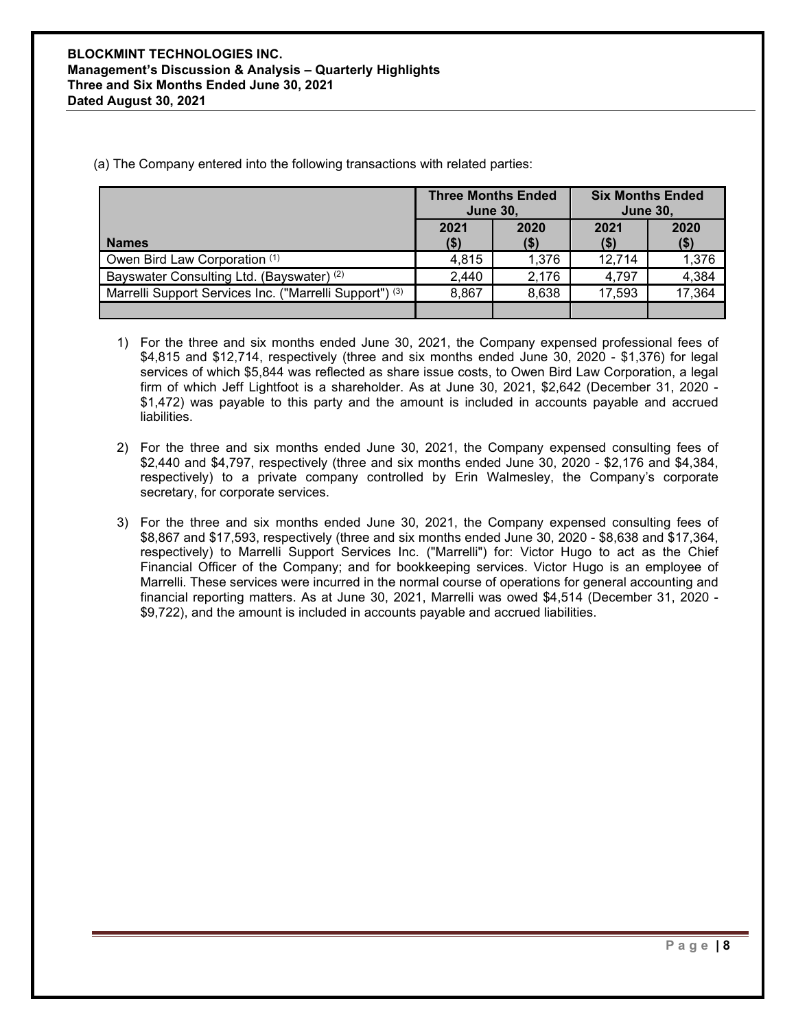(a) The Company entered into the following transactions with related parties:

| Names | Three Months Ended June 30, | | Six Months Ended June 30, | |
|---|---|---|---|---|
| | 2021 ($) | 2020 ($) | 2021 ($) | 2020 ($) |
| Owen Bird Law Corporation (1) | 4,815 | 1,376 | 12,714 | 1,376 |
| Bayswater Consulting Ltd. (Bayswater) (2) | 2,440 | 2,176 | 4,797 | 4,384 |
| Marrelli Support Services Inc. ("Marrelli Support") (3) | 8,867 | 8,638 | 17,593 | 17,364 |
| | | | | |

1) For the three and six months ended June 30, 2021, the Company expensed professional fees of $4,815 and $12,714, respectively (three and six months ended June 30, 2020 - $1,376) for legal services of which $5,844 was reflected as share issue costs, to Owen Bird Law Corporation, a legal firm of which Jeff Lightfoot is a shareholder. As at June 30, 2021, $2,642 (December 31, 2020 - $1,472) was payable to this party and the amount is included in accounts payable and accrued liabilities.

2) For the three and six months ended June 30, 2021, the Company expensed consulting fees of $2,440 and $4,797, respectively (three and six months ended June 30, 2020 - $2,176 and $4,384, respectively) to a private company controlled by Erin Walmesley, the Company's corporate secretary, for corporate services.

3) For the three and six months ended June 30, 2021, the Company expensed consulting fees of $8,867 and $17,593, respectively (three and six months ended June 30, 2020 - $8,638 and $17,364, respectively) to Marrelli Support Services Inc. ("Marrelli") for: Victor Hugo to act as the Chief Financial Officer of the Company; and for bookkeeping services. Victor Hugo is an employee of Marrelli. These services were incurred in the normal course of operations for general accounting and financial reporting matters. As at June 30, 2021, Marrelli was owed $4,514 (December 31, 2020 - $9,722), and the amount is included in accounts payable and accrued liabilities.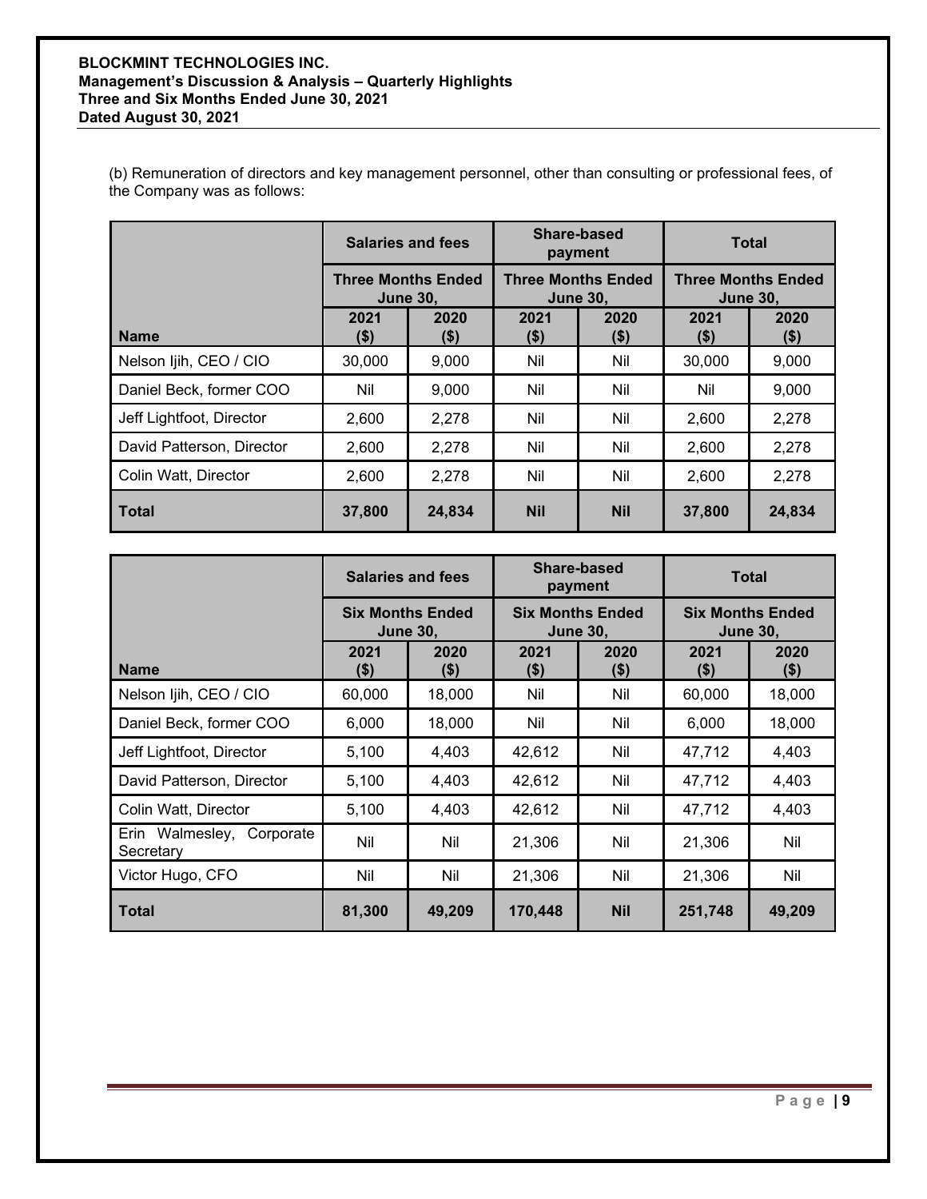(b) Remuneration of directors and key management personnel, other than consulting or professional fees, of the Company was as follows:

| | Salaries and fees | | Share-based payment | | Total | |
|---|---|---|---|---|---|---|
| | Three Months Ended June 30, | | Three Months Ended June 30, | | Three Months Ended June 30, | |
| Name | 2021 ($) | 2020 ($) | 2021 ($) | 2020 ($) | 2021 ($) | 2020 ($) |
| Nelson Ijih, CEO / CIO | 30,000 | 9,000 | Nil | Nil | 30,000 | 9,000 |
| Daniel Beck, former COO | Nil | 9,000 | Nil | Nil | Nil | 9,000 |
| Jeff Lightfoot, Director | 2,600 | 2,278 | Nil | Nil | 2,600 | 2,278 |
| David Patterson, Director | 2,600 | 2,278 | Nil | Nil | 2,600 | 2,278 |
| Colin Watt, Director | 2,600 | 2,278 | Nil | Nil | 2,600 | 2,278 |
| **Total** | **37,800** | **24,834** | **Nil** | **Nil** | **37,800** | **24,834** |

| | Salaries and fees | | Share-based payment | | Total | |
|---|---|---|---|---|---|---|
| | Six Months Ended June 30, | | Six Months Ended June 30, | | Six Months Ended June 30, | |
| Name | 2021 ($) | 2020 ($) | 2021 ($) | 2020 ($) | 2021 ($) | 2020 ($) |
| Nelson Ijih, CEO / CIO | 60,000 | 18,000 | Nil | Nil | 60,000 | 18,000 |
| Daniel Beck, former COO | 6,000 | 18,000 | Nil | Nil | 6,000 | 18,000 |
| Jeff Lightfoot, Director | 5,100 | 4,403 | 42,612 | Nil | 47,712 | 4,403 |
| David Patterson, Director | 5,100 | 4,403 | 42,612 | Nil | 47,712 | 4,403 |
| Colin Watt, Director | 5,100 | 4,403 | 42,612 | Nil | 47,712 | 4,403 |
| Erin Walmesley, Corporate Secretary | Nil | Nil | 21,306 | Nil | 21,306 | Nil |
| Victor Hugo, CFO | Nil | Nil | 21,306 | Nil | 21,306 | Nil |
| **Total** | **81,300** | **49,209** | **170,448** | **Nil** | **251,748** | **49,209** |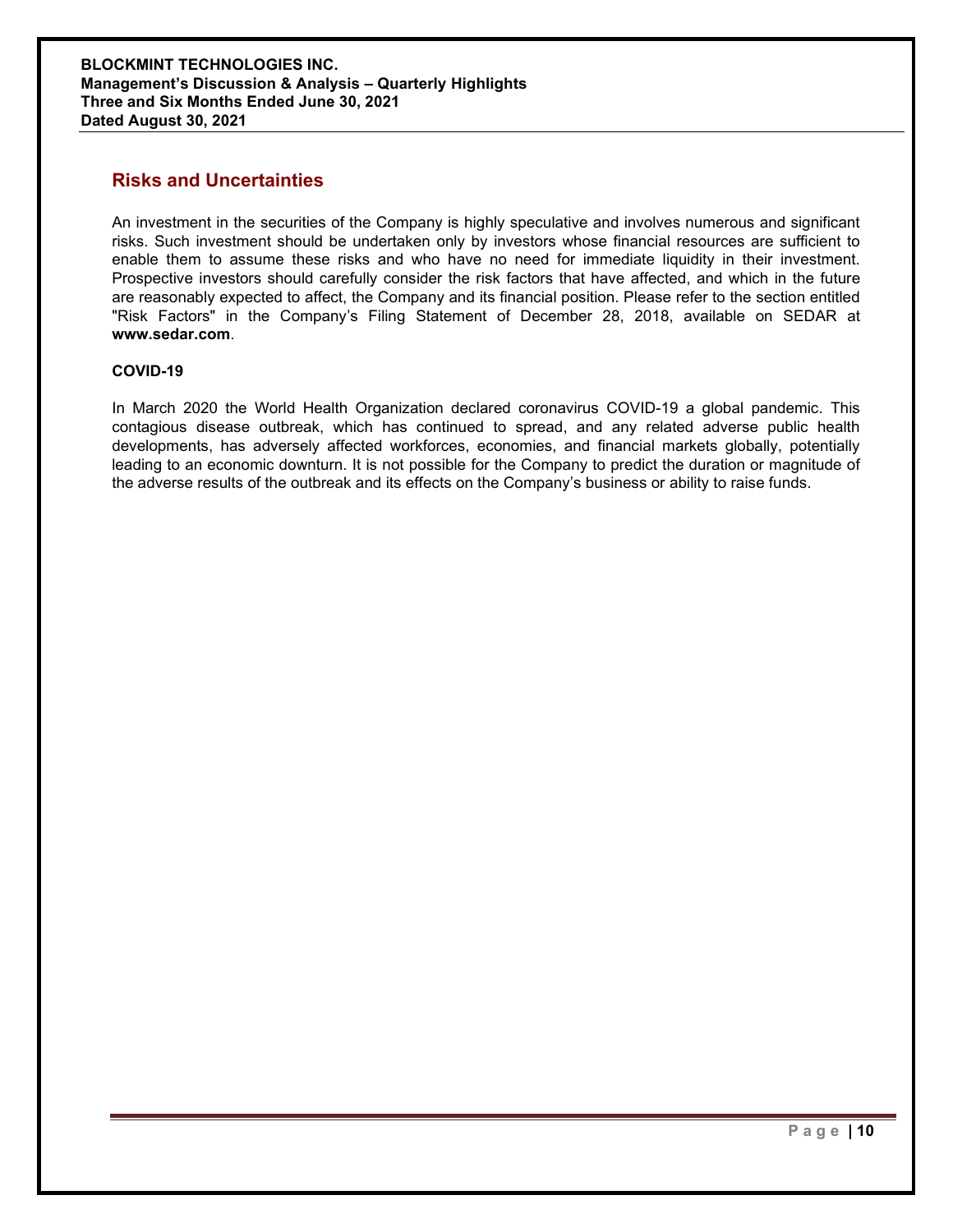## Risks and Uncertainties

An investment in the securities of the Company is highly speculative and involves numerous and significant risks. Such investment should be undertaken only by investors whose financial resources are sufficient to enable them to assume these risks and who have no need for immediate liquidity in their investment. Prospective investors should carefully consider the risk factors that have affected, and which in the future are reasonably expected to affect, the Company and its financial position. Please refer to the section entitled "Risk Factors" in the Company's Filing Statement of December 28, 2018, available on SEDAR at **www.sedar.com**.

**COVID-19**

In March 2020 the World Health Organization declared coronavirus COVID-19 a global pandemic. This contagious disease outbreak, which has continued to spread, and any related adverse public health developments, has adversely affected workforces, economies, and financial markets globally, potentially leading to an economic downturn. It is not possible for the Company to predict the duration or magnitude of the adverse results of the outbreak and its effects on the Company's business or ability to raise funds.